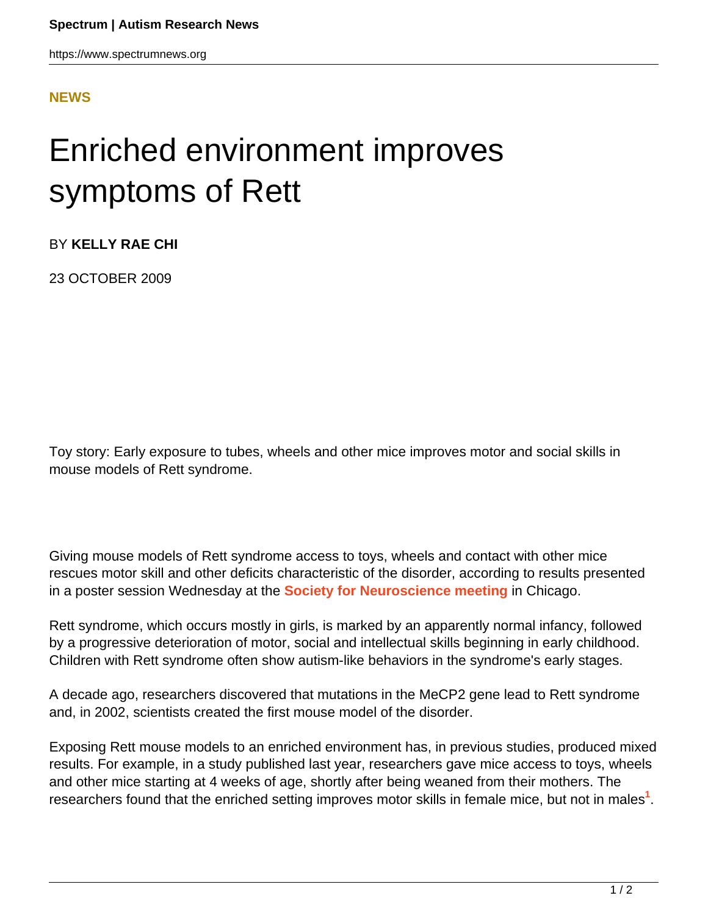**NEWS**

# Enriched environment improves symptoms of Rett

BY **KELLY RAE CHI**

23 OCTOBER 2009

Toy story: Early exposure to tubes, wheels and other mice improves motor and social skills in mouse models of Rett syndrome.

Giving mouse models of Rett syndrome access to toys, wheels and contact with other mice rescues motor skill and other deficits characteristic of the disorder, according to results presented in a poster session Wednesday at the **Society for Neuroscience meeting** in Chicago.

Rett syndrome, which occurs mostly in girls, is marked by an apparently normal infancy, followed by a progressive deterioration of motor, social and intellectual skills beginning in early childhood. Children with Rett syndrome often show autism-like behaviors in the syndrome's early stages.

A decade ago, researchers discovered that mutations in the MeCP2 gene lead to Rett syndrome and, in 2002, scientists created the first mouse model of the disorder.

Exposing Rett mouse models to an enriched environment has, in previous studies, produced mixed results. For example, in a study published last year, researchers gave mice access to toys, wheels and other mice starting at 4 weeks of age, shortly after being weaned from their mothers. The researchers found that the enriched setting improves motor skills in female mice, but not in males[1].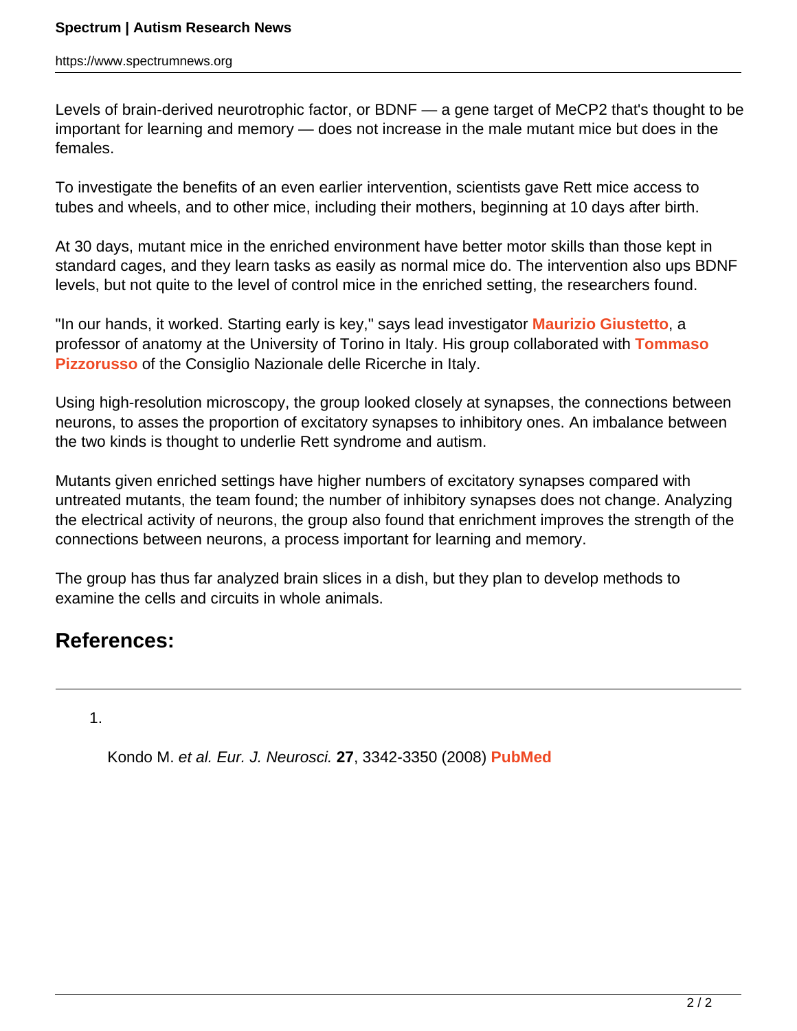Levels of brain-derived neurotrophic factor, or BDNF — a gene target of MeCP2 that's thought to be important for learning and memory — does not increase in the male mutant mice but does in the females.

To investigate the benefits of an even earlier intervention, scientists gave Rett mice access to tubes and wheels, and to other mice, including their mothers, beginning at 10 days after birth.

At 30 days, mutant mice in the enriched environment have better motor skills than those kept in standard cages, and they learn tasks as easily as normal mice do. The intervention also ups BDNF levels, but not quite to the level of control mice in the enriched setting, the researchers found.

"In our hands, it worked. Starting early is key," says lead investigator **Maurizio Giustetto**, a professor of anatomy at the University of Torino in Italy. His group collaborated with **Tommaso Pizzorusso** of the Consiglio Nazionale delle Ricerche in Italy.

Using high-resolution microscopy, the group looked closely at synapses, the connections between neurons, to asses the proportion of excitatory synapses to inhibitory ones. An imbalance between the two kinds is thought to underlie Rett syndrome and autism.

Mutants given enriched settings have higher numbers of excitatory synapses compared with untreated mutants, the team found; the number of inhibitory synapses does not change. Analyzing the electrical activity of neurons, the group also found that enrichment improves the strength of the connections between neurons, a process important for learning and memory.

The group has thus far analyzed brain slices in a dish, but they plan to develop methods to examine the cells and circuits in whole animals.

## References:

1. Kondo M. *et al. Eur. J. Neurosci.* **27**, 3342-3350 (2008) **PubMed**